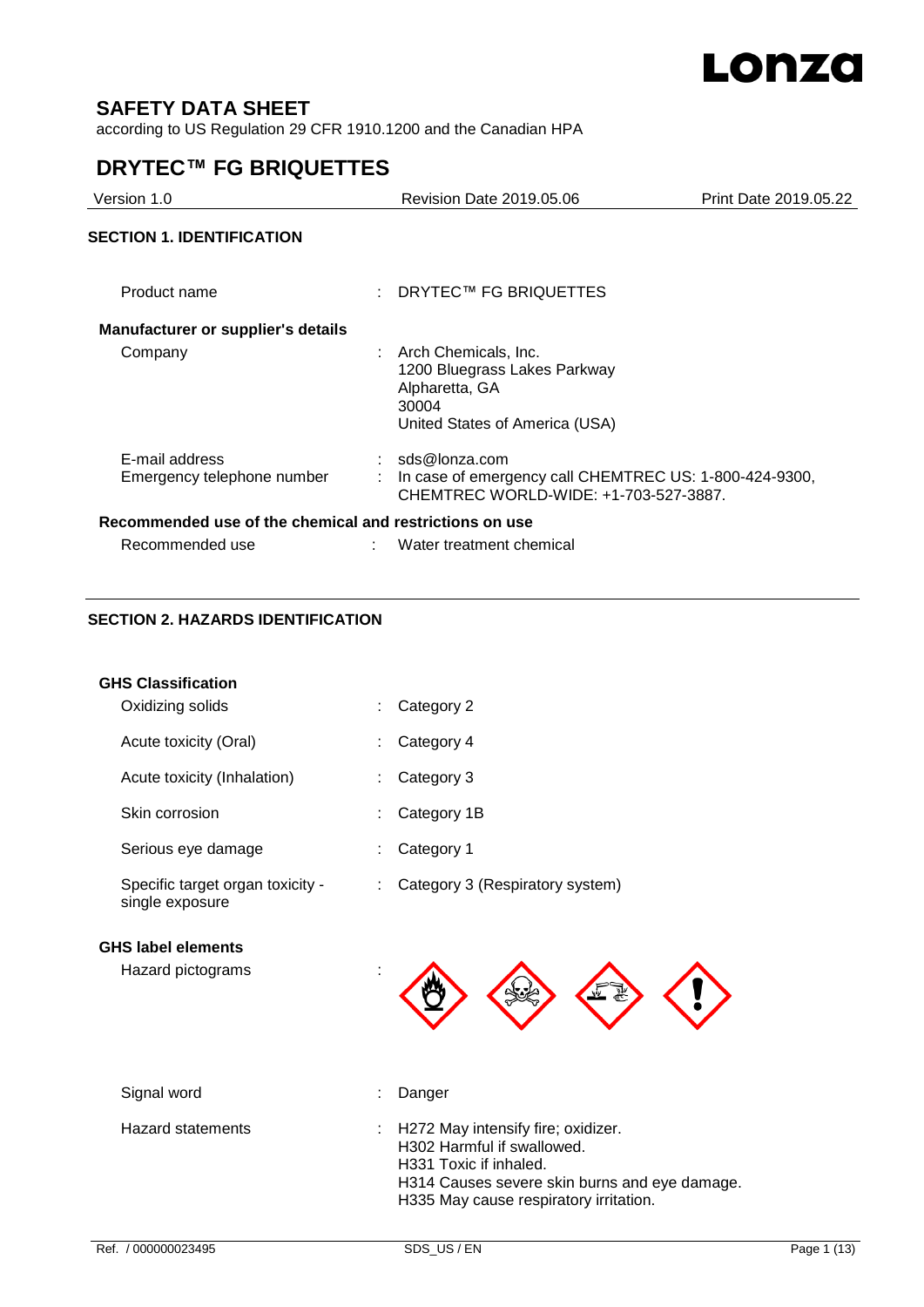# SAFETY DATA SHEET

according to US Regulation 29 CFR 1910.1200 and the Canadian HPA

## DRYTEC™ FG BRIQUETTES

| Version 1.0 | Revision Date 2019.05.06 | Print Date 2019.05.22 |
|---|---|---|

### SECTION 1. IDENTIFICATION

Product name : DRYTEC™ FG BRIQUETTES

**Manufacturer or supplier's details**

Company : Arch Chemicals, Inc.
1200 Bluegrass Lakes Parkway
Alpharetta, GA
30004
United States of America (USA)

E-mail address : sds@lonza.com

Emergency telephone number : In case of emergency call CHEMTREC US: 1-800-424-9300, CHEMTREC WORLD-WIDE: +1-703-527-3887.

**Recommended use of the chemical and restrictions on use**

Recommended use : Water treatment chemical

### SECTION 2. HAZARDS IDENTIFICATION

**GHS Classification**

Oxidizing solids : Category 2

Acute toxicity (Oral) : Category 4

Acute toxicity (Inhalation) : Category 3

Skin corrosion : Category 1B

Serious eye damage : Category 1

Specific target organ toxicity - single exposure : Category 3 (Respiratory system)

**GHS label elements**

Hazard pictograms :

Signal word : Danger

Hazard statements : H272 May intensify fire; oxidizer.
H302 Harmful if swallowed.
H331 Toxic if inhaled.
H314 Causes severe skin burns and eye damage.
H335 May cause respiratory irritation.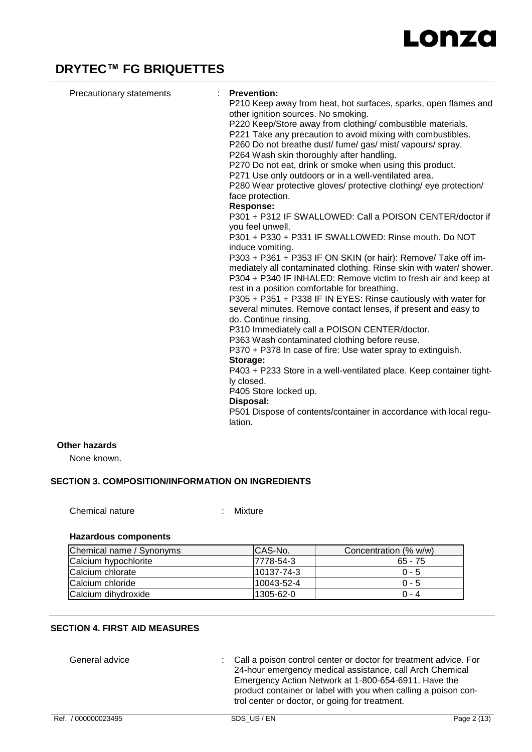Precautionary statements : **Prevention:**

P210 Keep away from heat, hot surfaces, sparks, open flames and other ignition sources. No smoking.
P220 Keep/Store away from clothing/ combustible materials.
P221 Take any precaution to avoid mixing with combustibles.
P260 Do not breathe dust/ fume/ gas/ mist/ vapours/ spray.
P264 Wash skin thoroughly after handling.
P270 Do not eat, drink or smoke when using this product.
P271 Use only outdoors or in a well-ventilated area.
P280 Wear protective gloves/ protective clothing/ eye protection/ face protection.

**Response:**

P301 + P312 IF SWALLOWED: Call a POISON CENTER/doctor if you feel unwell.
P301 + P330 + P331 IF SWALLOWED: Rinse mouth. Do NOT induce vomiting.
P303 + P361 + P353 IF ON SKIN (or hair): Remove/ Take off immediately all contaminated clothing. Rinse skin with water/ shower.
P304 + P340 IF INHALED: Remove victim to fresh air and keep at rest in a position comfortable for breathing.
P305 + P351 + P338 IF IN EYES: Rinse cautiously with water for several minutes. Remove contact lenses, if present and easy to do. Continue rinsing.
P310 Immediately call a POISON CENTER/doctor.
P363 Wash contaminated clothing before reuse.
P370 + P378 In case of fire: Use water spray to extinguish.

**Storage:**

P403 + P233 Store in a well-ventilated place. Keep container tightly closed.
P405 Store locked up.

**Disposal:**

P501 Dispose of contents/container in accordance with local regulation.

**Other hazards**

None known.

## SECTION 3. COMPOSITION/INFORMATION ON INGREDIENTS

Chemical nature : Mixture

**Hazardous components**

| Chemical name / Synonyms | CAS-No. | Concentration (% w/w) |
|---|---|---|
| Calcium hypochlorite | 7778-54-3 | 65 - 75 |
| Calcium chlorate | 10137-74-3 | 0 - 5 |
| Calcium chloride | 10043-52-4 | 0 - 5 |
| Calcium dihydroxide | 1305-62-0 | 0 - 4 |

## SECTION 4. FIRST AID MEASURES

General advice : Call a poison control center or doctor for treatment advice. For 24-hour emergency medical assistance, call Arch Chemical Emergency Action Network at 1-800-654-6911. Have the product container or label with you when calling a poison control center or doctor, or going for treatment.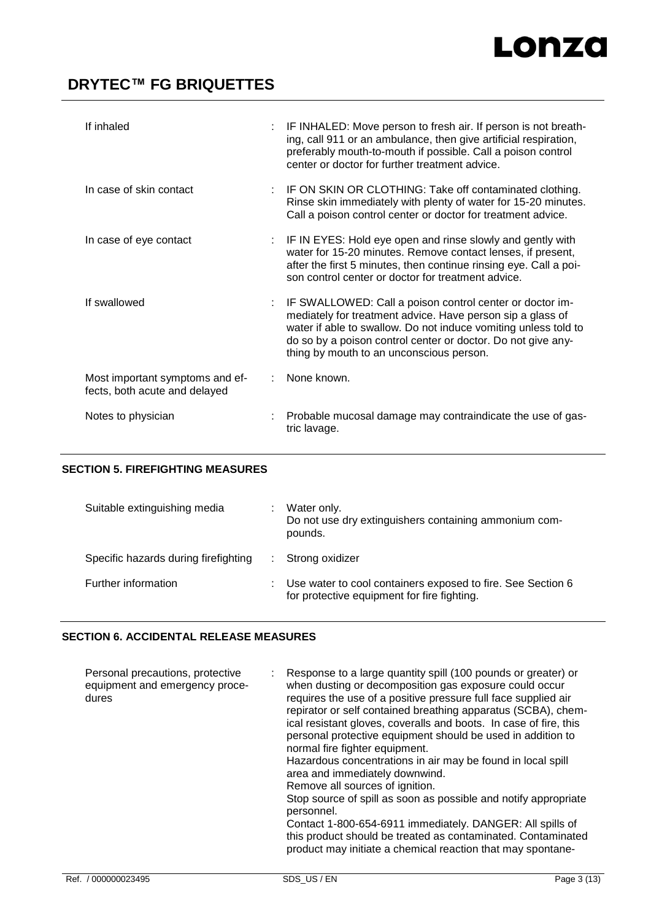| | | |
|---|---|---|
| If inhaled | : | IF INHALED: Move person to fresh air. If person is not breathing, call 911 or an ambulance, then give artificial respiration, preferably mouth-to-mouth if possible. Call a poison control center or doctor for further treatment advice. |
| In case of skin contact | : | IF ON SKIN OR CLOTHING: Take off contaminated clothing. Rinse skin immediately with plenty of water for 15-20 minutes. Call a poison control center or doctor for treatment advice. |
| In case of eye contact | : | IF IN EYES: Hold eye open and rinse slowly and gently with water for 15-20 minutes. Remove contact lenses, if present, after the first 5 minutes, then continue rinsing eye. Call a poison control center or doctor for treatment advice. |
| If swallowed | : | IF SWALLOWED: Call a poison control center or doctor immediately for treatment advice. Have person sip a glass of water if able to swallow. Do not induce vomiting unless told to do so by a poison control center or doctor. Do not give anything by mouth to an unconscious person. |
| Most important symptoms and effects, both acute and delayed | : | None known. |
| Notes to physician | : | Probable mucosal damage may contraindicate the use of gastric lavage. |

## SECTION 5. FIREFIGHTING MEASURES

| | | |
|---|---|---|
| Suitable extinguishing media | : | Water only.<br>Do not use dry extinguishers containing ammonium compounds. |
| Specific hazards during firefighting | : | Strong oxidizer |
| Further information | : | Use water to cool containers exposed to fire. See Section 6 for protective equipment for fire fighting. |

## SECTION 6. ACCIDENTAL RELEASE MEASURES

| | | |
|---|---|---|
| Personal precautions, protective equipment and emergency procedures | : | Response to a large quantity spill (100 pounds or greater) or when dusting or decomposition gas exposure could occur requires the use of a positive pressure full face supplied air repirator or self contained breathing apparatus (SCBA), chemical resistant gloves, coveralls and boots. In case of fire, this personal protective equipment should be used in addition to normal fire fighter equipment.<br>Hazardous concentrations in air may be found in local spill area and immediately downwind.<br>Remove all sources of ignition.<br>Stop source of spill as soon as possible and notify appropriate personnel.<br>Contact 1-800-654-6911 immediately. DANGER: All spills of this product should be treated as contaminated. Contaminated product may initiate a chemical reaction that may spontane- |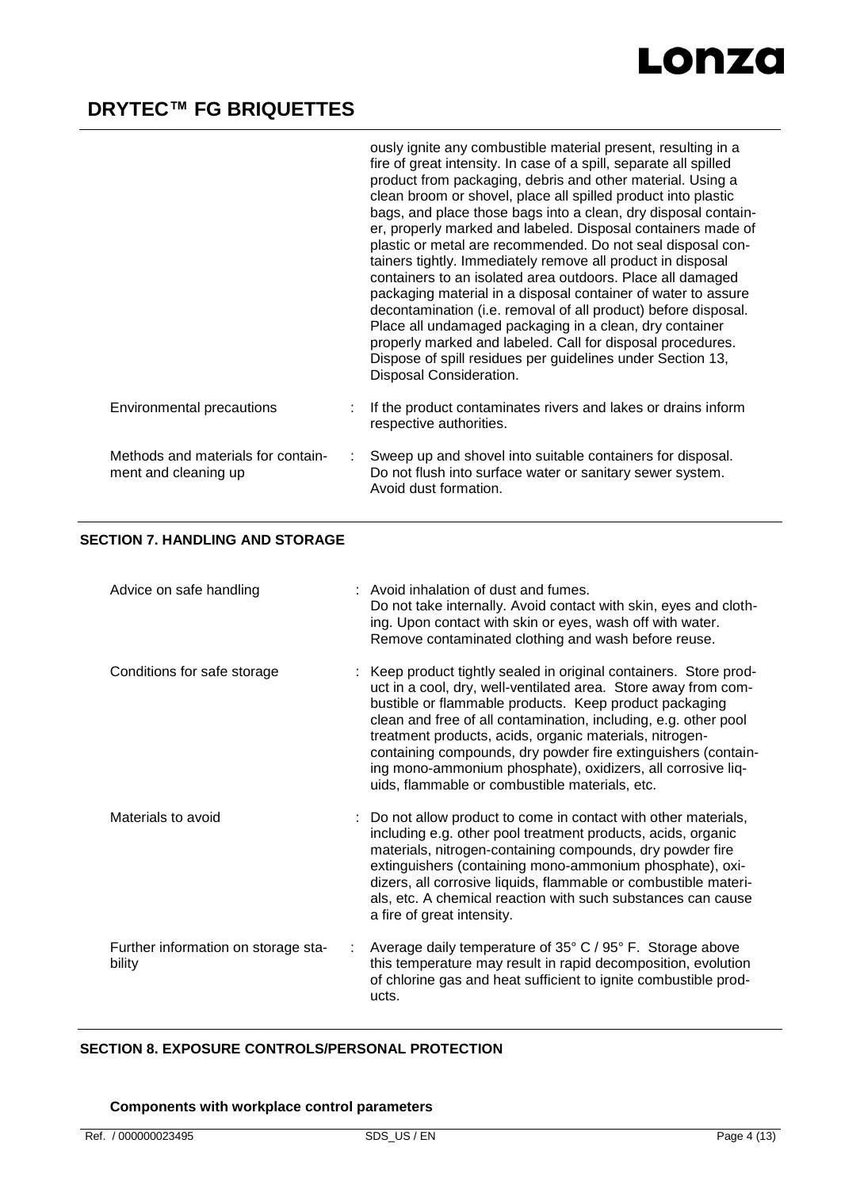ously ignite any combustible material present, resulting in a fire of great intensity. In case of a spill, separate all spilled product from packaging, debris and other material. Using a clean broom or shovel, place all spilled product into plastic bags, and place those bags into a clean, dry disposal container, properly marked and labeled. Disposal containers made of plastic or metal are recommended. Do not seal disposal containers tightly. Immediately remove all product in disposal containers to an isolated area outdoors. Place all damaged packaging material in a disposal container of water to assure decontamination (i.e. removal of all product) before disposal. Place all undamaged packaging in a clean, dry container properly marked and labeled. Call for disposal procedures. Dispose of spill residues per guidelines under Section 13, Disposal Consideration.

| | |
|---|---|
| Environmental precautions | : If the product contaminates rivers and lakes or drains inform respective authorities. |
| Methods and materials for containment and cleaning up | : Sweep up and shovel into suitable containers for disposal. Do not flush into surface water or sanitary sewer system. Avoid dust formation. |

## SECTION 7. HANDLING AND STORAGE

| | |
|---|---|
| Advice on safe handling | : Avoid inhalation of dust and fumes. Do not take internally. Avoid contact with skin, eyes and clothing. Upon contact with skin or eyes, wash off with water. Remove contaminated clothing and wash before reuse. |
| Conditions for safe storage | : Keep product tightly sealed in original containers. Store product in a cool, dry, well-ventilated area. Store away from combustible or flammable products. Keep product packaging clean and free of all contamination, including, e.g. other pool treatment products, acids, organic materials, nitrogen-containing compounds, dry powder fire extinguishers (containing mono-ammonium phosphate), oxidizers, all corrosive liquids, flammable or combustible materials, etc. |
| Materials to avoid | : Do not allow product to come in contact with other materials, including e.g. other pool treatment products, acids, organic materials, nitrogen-containing compounds, dry powder fire extinguishers (containing mono-ammonium phosphate), oxidizers, all corrosive liquids, flammable or combustible materials, etc. A chemical reaction with such substances can cause a fire of great intensity. |
| Further information on storage stability | : Average daily temperature of 35° C / 95° F. Storage above this temperature may result in rapid decomposition, evolution of chlorine gas and heat sufficient to ignite combustible products. |

## SECTION 8. EXPOSURE CONTROLS/PERSONAL PROTECTION

### Components with workplace control parameters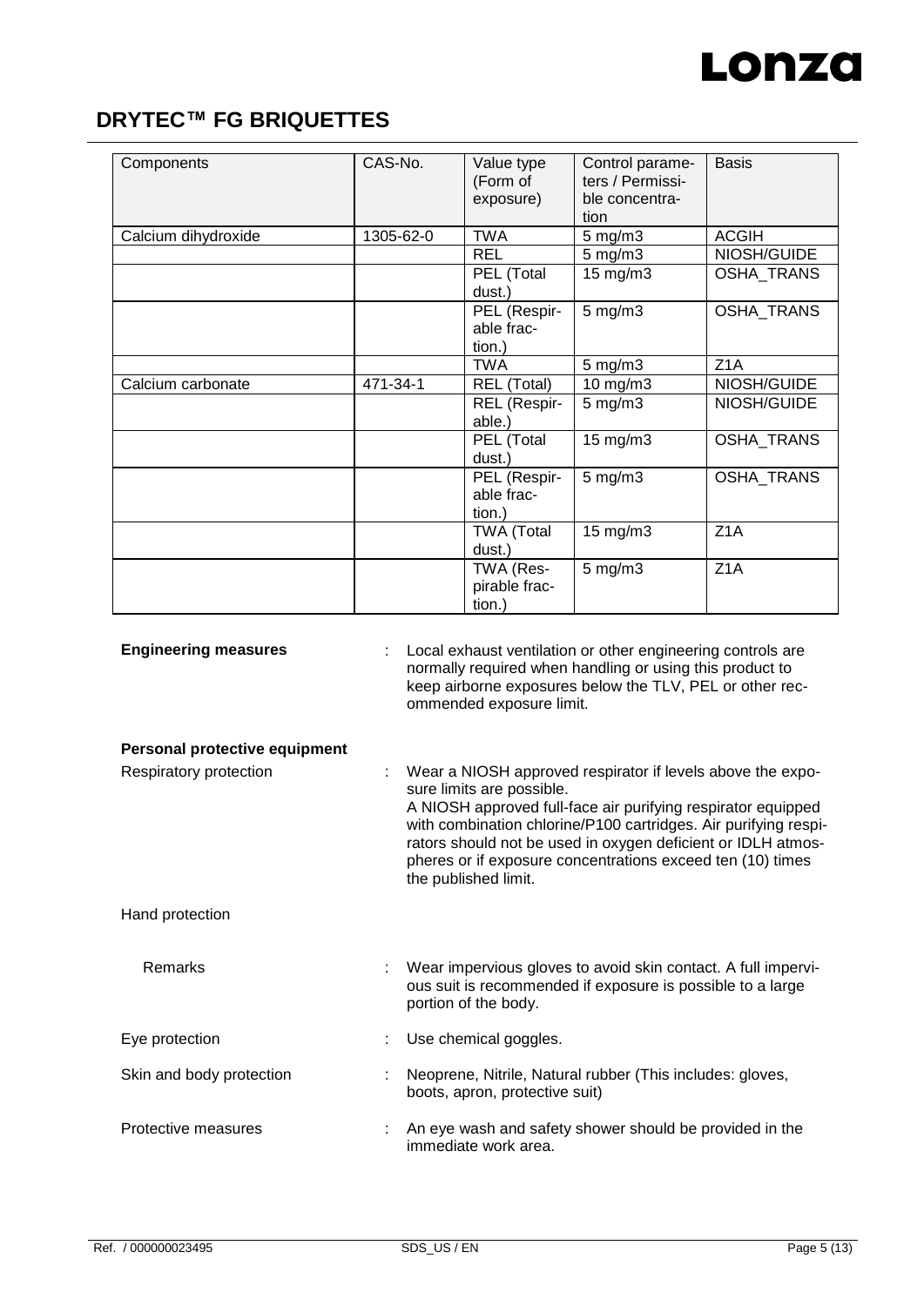# DRYTEC™ FG BRIQUETTES

| Components | CAS-No. | Value type (Form of exposure) | Control parameters / Permissible concentration | Basis |
|---|---|---|---|---|
| Calcium dihydroxide | 1305-62-0 | TWA | 5 mg/m3 | ACGIH |
| | | REL | 5 mg/m3 | NIOSH/GUIDE |
| | | PEL (Total dust.) | 15 mg/m3 | OSHA_TRANS |
| | | PEL (Respirable fraction.) | 5 mg/m3 | OSHA_TRANS |
| | | TWA | 5 mg/m3 | Z1A |
| Calcium carbonate | 471-34-1 | REL (Total) | 10 mg/m3 | NIOSH/GUIDE |
| | | REL (Respirable.) | 5 mg/m3 | NIOSH/GUIDE |
| | | PEL (Total dust.) | 15 mg/m3 | OSHA_TRANS |
| | | PEL (Respirable fraction.) | 5 mg/m3 | OSHA_TRANS |
| | | TWA (Total dust.) | 15 mg/m3 | Z1A |
| | | TWA (Respirable fraction.) | 5 mg/m3 | Z1A |

**Engineering measures** : Local exhaust ventilation or other engineering controls are normally required when handling or using this product to keep airborne exposures below the TLV, PEL or other recommended exposure limit.

**Personal protective equipment**

Respiratory protection : Wear a NIOSH approved respirator if levels above the exposure limits are possible.
A NIOSH approved full-face air purifying respirator equipped with combination chlorine/P100 cartridges. Air purifying respirators should not be used in oxygen deficient or IDLH atmospheres or if exposure concentrations exceed ten (10) times the published limit.

Hand protection

Remarks : Wear impervious gloves to avoid skin contact. A full impervious suit is recommended if exposure is possible to a large portion of the body.

Eye protection : Use chemical goggles.

Skin and body protection : Neoprene, Nitrile, Natural rubber (This includes: gloves, boots, apron, protective suit)

Protective measures : An eye wash and safety shower should be provided in the immediate work area.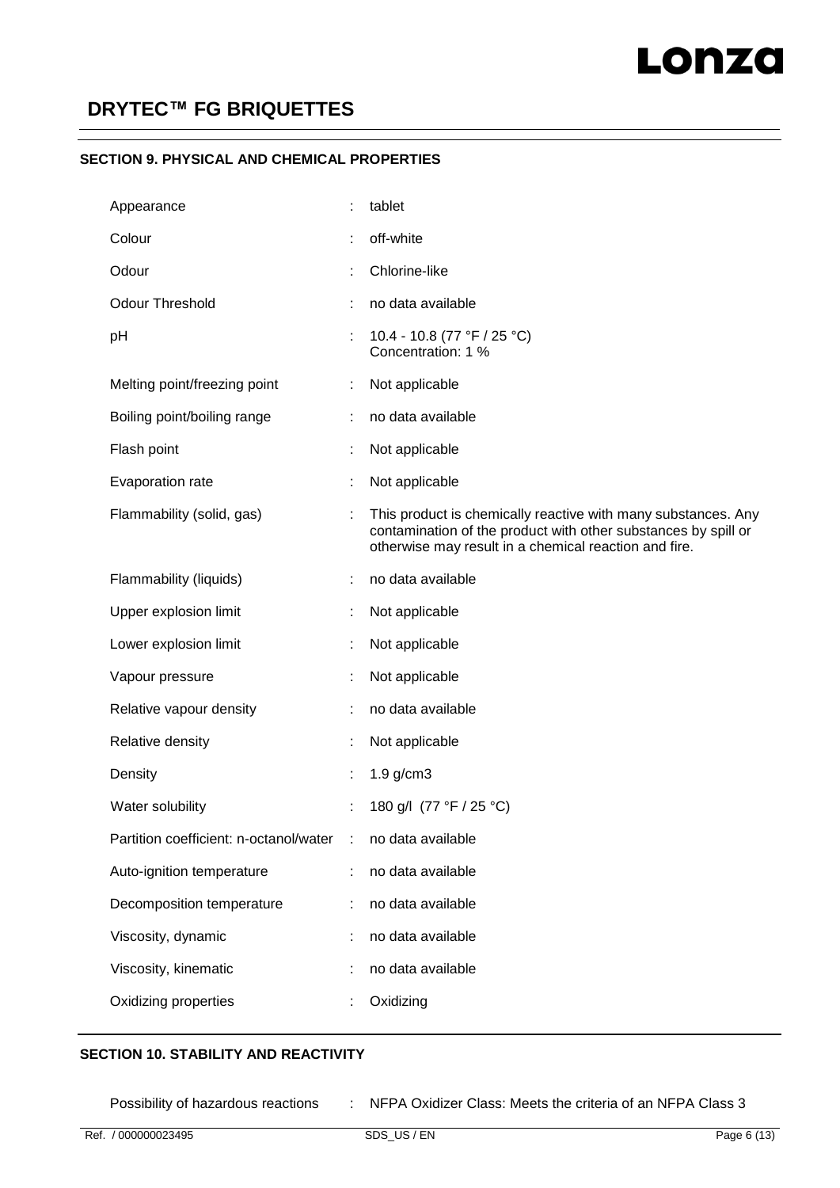## SECTION 9. PHYSICAL AND CHEMICAL PROPERTIES

| | | |
|---|---|---|
| Appearance | : | tablet |
| Colour | : | off-white |
| Odour | : | Chlorine-like |
| Odour Threshold | : | no data available |
| pH | : | 10.4 - 10.8 (77 °F / 25 °C)<br>Concentration: 1 % |
| Melting point/freezing point | : | Not applicable |
| Boiling point/boiling range | : | no data available |
| Flash point | : | Not applicable |
| Evaporation rate | : | Not applicable |
| Flammability (solid, gas) | : | This product is chemically reactive with many substances. Any contamination of the product with other substances by spill or otherwise may result in a chemical reaction and fire. |
| Flammability (liquids) | : | no data available |
| Upper explosion limit | : | Not applicable |
| Lower explosion limit | : | Not applicable |
| Vapour pressure | : | Not applicable |
| Relative vapour density | : | no data available |
| Relative density | : | Not applicable |
| Density | : | 1.9 g/cm3 |
| Water solubility | : | 180 g/l (77 °F / 25 °C) |
| Partition coefficient: n-octanol/water | : | no data available |
| Auto-ignition temperature | : | no data available |
| Decomposition temperature | : | no data available |
| Viscosity, dynamic | : | no data available |
| Viscosity, kinematic | : | no data available |
| Oxidizing properties | : | Oxidizing |

## SECTION 10. STABILITY AND REACTIVITY

| | | |
|---|---|---|
| Possibility of hazardous reactions | : | NFPA Oxidizer Class: Meets the criteria of an NFPA Class 3 |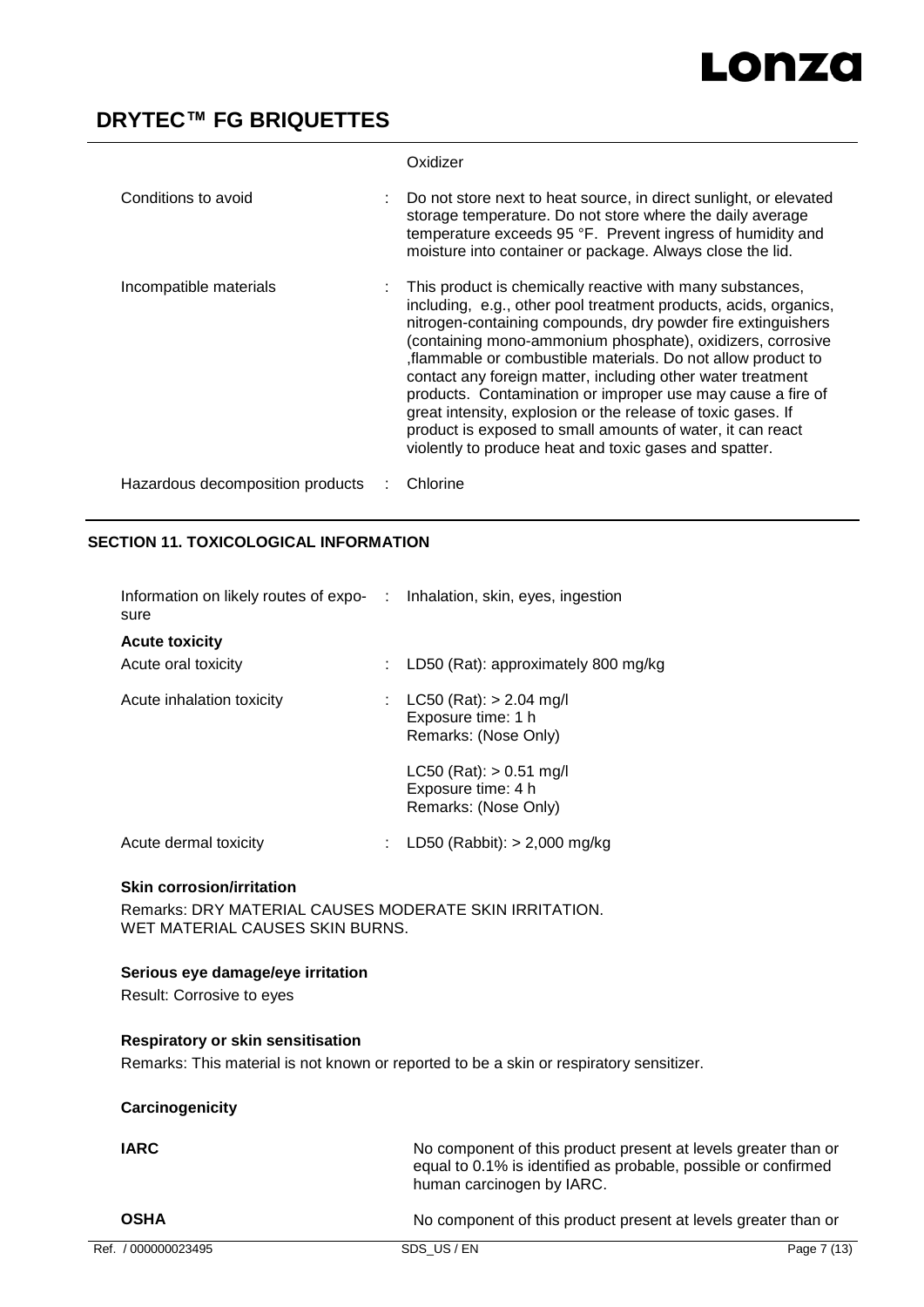| | | |
|---|---|---|
| | | Oxidizer |
| Conditions to avoid | : | Do not store next to heat source, in direct sunlight, or elevated storage temperature. Do not store where the daily average temperature exceeds 95 °F. Prevent ingress of humidity and moisture into container or package. Always close the lid. |
| Incompatible materials | : | This product is chemically reactive with many substances, including, e.g., other pool treatment products, acids, organics, nitrogen-containing compounds, dry powder fire extinguishers (containing mono-ammonium phosphate), oxidizers, corrosive ,flammable or combustible materials. Do not allow product to contact any foreign matter, including other water treatment products. Contamination or improper use may cause a fire of great intensity, explosion or the release of toxic gases. If product is exposed to small amounts of water, it can react violently to produce heat and toxic gases and spatter. |
| Hazardous decomposition products | : | Chlorine |

## SECTION 11. TOXICOLOGICAL INFORMATION

| | | |
|---|---|---|
| Information on likely routes of exposure | : | Inhalation, skin, eyes, ingestion |

**Acute toxicity**

| | | |
|---|---|---|
| Acute oral toxicity | : | LD50 (Rat): approximately 800 mg/kg |
| Acute inhalation toxicity | : | LC50 (Rat): > 2.04 mg/l<br>Exposure time: 1 h<br>Remarks: (Nose Only)<br><br>LC50 (Rat): > 0.51 mg/l<br>Exposure time: 4 h<br>Remarks: (Nose Only) |
| Acute dermal toxicity | : | LD50 (Rabbit): > 2,000 mg/kg |

**Skin corrosion/irritation**

Remarks: DRY MATERIAL CAUSES MODERATE SKIN IRRITATION.
WET MATERIAL CAUSES SKIN BURNS.

**Serious eye damage/eye irritation**

Result: Corrosive to eyes

**Respiratory or skin sensitisation**

Remarks: This material is not known or reported to be a skin or respiratory sensitizer.

**Carcinogenicity**

| | |
|---|---|
| **IARC** | No component of this product present at levels greater than or equal to 0.1% is identified as probable, possible or confirmed human carcinogen by IARC. |
| **OSHA** | No component of this product present at levels greater than or |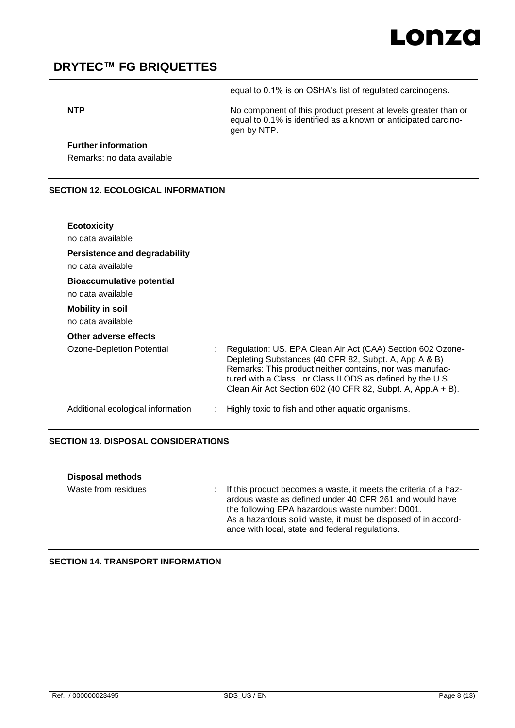equal to 0.1% is on OSHA's list of regulated carcinogens.

**NTP**

No component of this product present at levels greater than or equal to 0.1% is identified as a known or anticipated carcinogen by NTP.

**Further information**

Remarks: no data available

## SECTION 12. ECOLOGICAL INFORMATION

**Ecotoxicity**

no data available

**Persistence and degradability**

no data available

**Bioaccumulative potential**

no data available

**Mobility in soil**

no data available

**Other adverse effects**

Ozone-Depletion Potential : Regulation: US. EPA Clean Air Act (CAA) Section 602 Ozone-Depleting Substances (40 CFR 82, Subpt. A, App A & B)
Remarks: This product neither contains, nor was manufactured with a Class I or Class II ODS as defined by the U.S. Clean Air Act Section 602 (40 CFR 82, Subpt. A, App.A + B).

Additional ecological information : Highly toxic to fish and other aquatic organisms.

## SECTION 13. DISPOSAL CONSIDERATIONS

**Disposal methods**

Waste from residues : If this product becomes a waste, it meets the criteria of a hazardous waste as defined under 40 CFR 261 and would have the following EPA hazardous waste number: D001.
As a hazardous solid waste, it must be disposed of in accordance with local, state and federal regulations.

## SECTION 14. TRANSPORT INFORMATION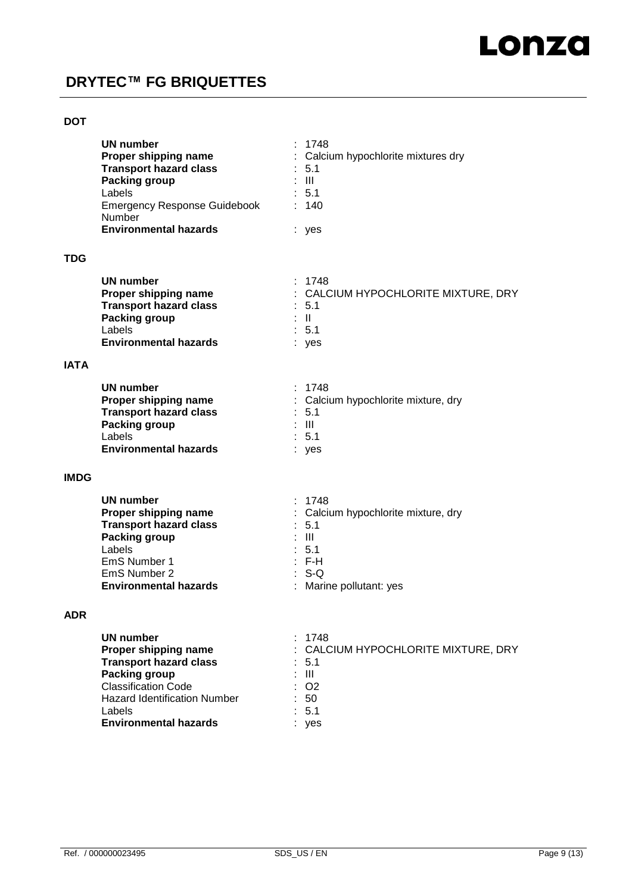# DRYTEC™ FG BRIQUETTES

**DOT**

| | |
|---|---|
| **UN number** | : 1748 |
| **Proper shipping name** | : Calcium hypochlorite mixtures dry |
| **Transport hazard class** | : 5.1 |
| **Packing group** | : III |
| Labels | : 5.1 |
| Emergency Response Guidebook Number | : 140 |
| **Environmental hazards** | : yes |

**TDG**

| | |
|---|---|
| **UN number** | : 1748 |
| **Proper shipping name** | : CALCIUM HYPOCHLORITE MIXTURE, DRY |
| **Transport hazard class** | : 5.1 |
| **Packing group** | : II |
| Labels | : 5.1 |
| **Environmental hazards** | : yes |

**IATA**

| | |
|---|---|
| **UN number** | : 1748 |
| **Proper shipping name** | : Calcium hypochlorite mixture, dry |
| **Transport hazard class** | : 5.1 |
| **Packing group** | : III |
| Labels | : 5.1 |
| **Environmental hazards** | : yes |

**IMDG**

| | |
|---|---|
| **UN number** | : 1748 |
| **Proper shipping name** | : Calcium hypochlorite mixture, dry |
| **Transport hazard class** | : 5.1 |
| **Packing group** | : III |
| Labels | : 5.1 |
| EmS Number 1 | : F-H |
| EmS Number 2 | : S-Q |
| **Environmental hazards** | : Marine pollutant: yes |

**ADR**

| | |
|---|---|
| **UN number** | : 1748 |
| **Proper shipping name** | : CALCIUM HYPOCHLORITE MIXTURE, DRY |
| **Transport hazard class** | : 5.1 |
| **Packing group** | : III |
| Classification Code | : O2 |
| Hazard Identification Number | : 50 |
| Labels | : 5.1 |
| **Environmental hazards** | : yes |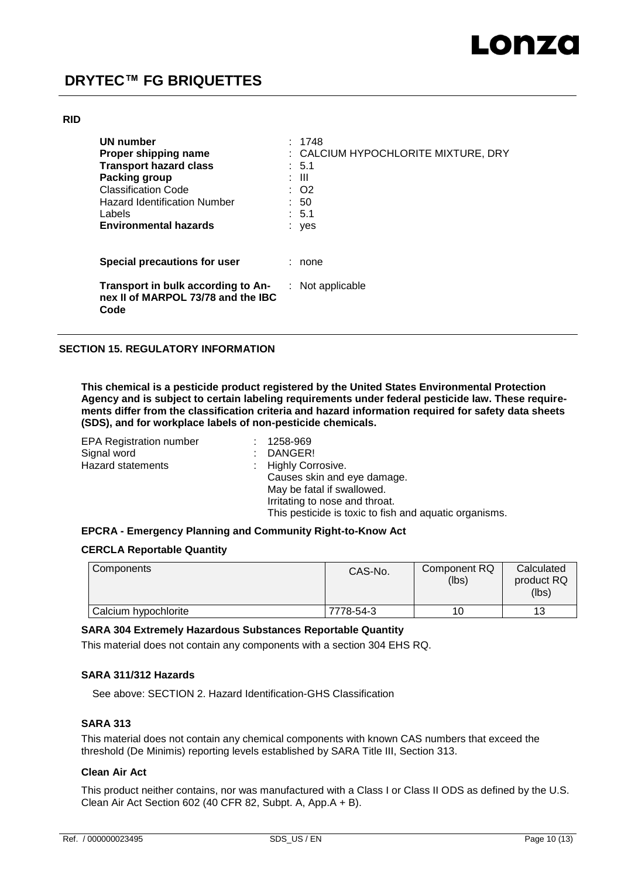**RID**

| | |
|---|---|
| **UN number** | : 1748 |
| **Proper shipping name** | : CALCIUM HYPOCHLORITE MIXTURE, DRY |
| **Transport hazard class** | : 5.1 |
| **Packing group** | : III |
| Classification Code | : O2 |
| Hazard Identification Number | : 50 |
| Labels | : 5.1 |
| **Environmental hazards** | : yes |

**Special precautions for user** : none

**Transport in bulk according to Annex II of MARPOL 73/78 and the IBC Code** : Not applicable

## SECTION 15. REGULATORY INFORMATION

**This chemical is a pesticide product registered by the United States Environmental Protection Agency and is subject to certain labeling requirements under federal pesticide law. These requirements differ from the classification criteria and hazard information required for safety data sheets (SDS), and for workplace labels of non-pesticide chemicals.**

EPA Registration number : 1258-969
Signal word : DANGER!
Hazard statements : Highly Corrosive.
Causes skin and eye damage.
May be fatal if swallowed.
Irritating to nose and throat.
This pesticide is toxic to fish and aquatic organisms.

**EPCRA - Emergency Planning and Community Right-to-Know Act**

**CERCLA Reportable Quantity**

| Components | CAS-No. | Component RQ (lbs) | Calculated product RQ (lbs) |
|---|---|---|---|
| Calcium hypochlorite | 7778-54-3 | 10 | 13 |

**SARA 304 Extremely Hazardous Substances Reportable Quantity**

This material does not contain any components with a section 304 EHS RQ.

**SARA 311/312 Hazards**

See above: SECTION 2. Hazard Identification-GHS Classification

**SARA 313**

This material does not contain any chemical components with known CAS numbers that exceed the threshold (De Minimis) reporting levels established by SARA Title III, Section 313.

**Clean Air Act**

This product neither contains, nor was manufactured with a Class I or Class II ODS as defined by the U.S. Clean Air Act Section 602 (40 CFR 82, Subpt. A, App.A + B).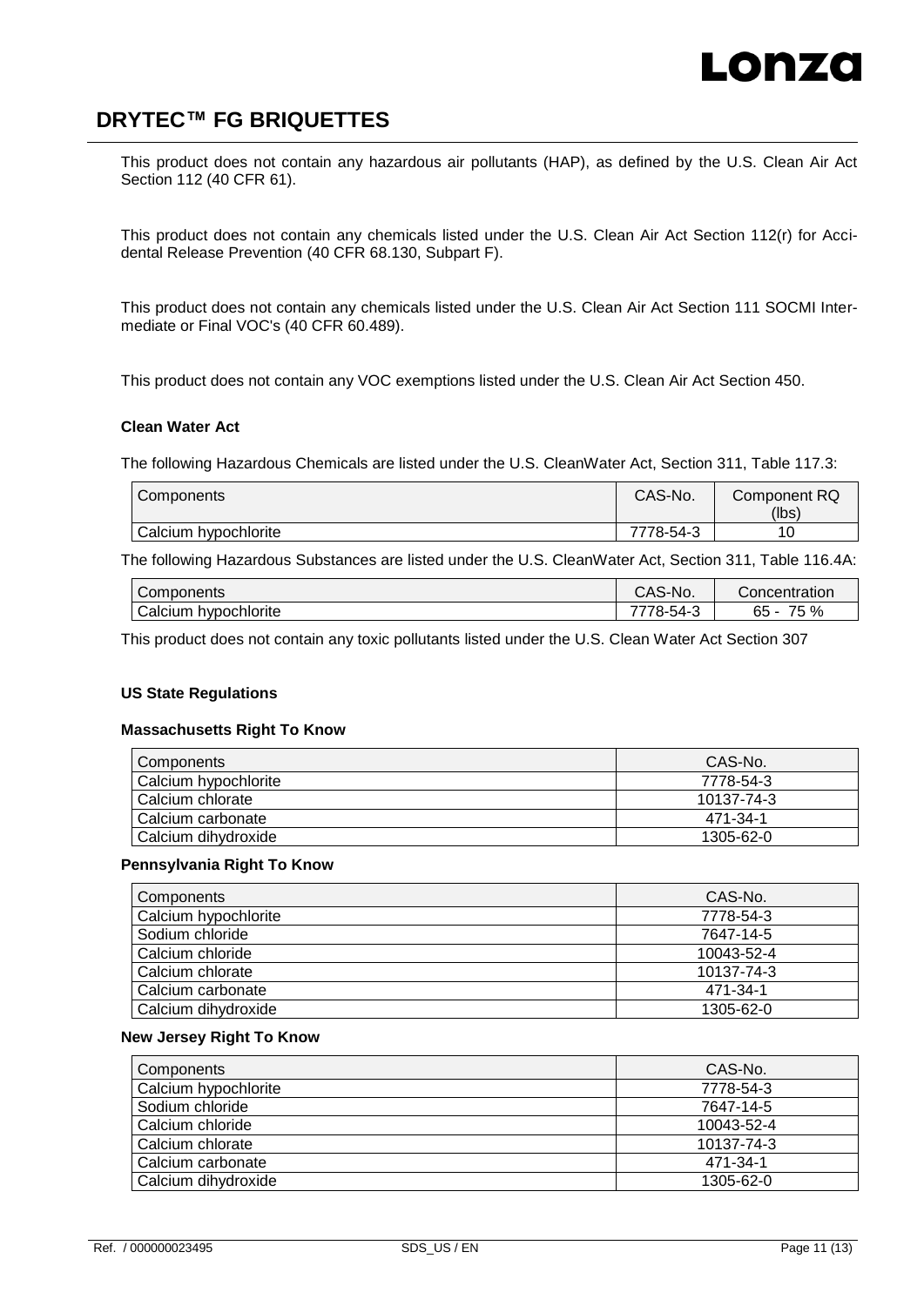This product does not contain any hazardous air pollutants (HAP), as defined by the U.S. Clean Air Act Section 112 (40 CFR 61).

This product does not contain any chemicals listed under the U.S. Clean Air Act Section 112(r) for Accidental Release Prevention (40 CFR 68.130, Subpart F).

This product does not contain any chemicals listed under the U.S. Clean Air Act Section 111 SOCMI Intermediate or Final VOC's (40 CFR 60.489).

This product does not contain any VOC exemptions listed under the U.S. Clean Air Act Section 450.

**Clean Water Act**

The following Hazardous Chemicals are listed under the U.S. CleanWater Act, Section 311, Table 117.3:

| Components | CAS-No. | Component RQ (lbs) |
|---|---|---|
| Calcium hypochlorite | 7778-54-3 | 10 |

The following Hazardous Substances are listed under the U.S. CleanWater Act, Section 311, Table 116.4A:

| Components | CAS-No. | Concentration |
|---|---|---|
| Calcium hypochlorite | 7778-54-3 | 65 - 75 % |

This product does not contain any toxic pollutants listed under the U.S. Clean Water Act Section 307

**US State Regulations**

**Massachusetts Right To Know**

| Components | CAS-No. |
|---|---|
| Calcium hypochlorite | 7778-54-3 |
| Calcium chlorate | 10137-74-3 |
| Calcium carbonate | 471-34-1 |
| Calcium dihydroxide | 1305-62-0 |

**Pennsylvania Right To Know**

| Components | CAS-No. |
|---|---|
| Calcium hypochlorite | 7778-54-3 |
| Sodium chloride | 7647-14-5 |
| Calcium chloride | 10043-52-4 |
| Calcium chlorate | 10137-74-3 |
| Calcium carbonate | 471-34-1 |
| Calcium dihydroxide | 1305-62-0 |

**New Jersey Right To Know**

| Components | CAS-No. |
|---|---|
| Calcium hypochlorite | 7778-54-3 |
| Sodium chloride | 7647-14-5 |
| Calcium chloride | 10043-52-4 |
| Calcium chlorate | 10137-74-3 |
| Calcium carbonate | 471-34-1 |
| Calcium dihydroxide | 1305-62-0 |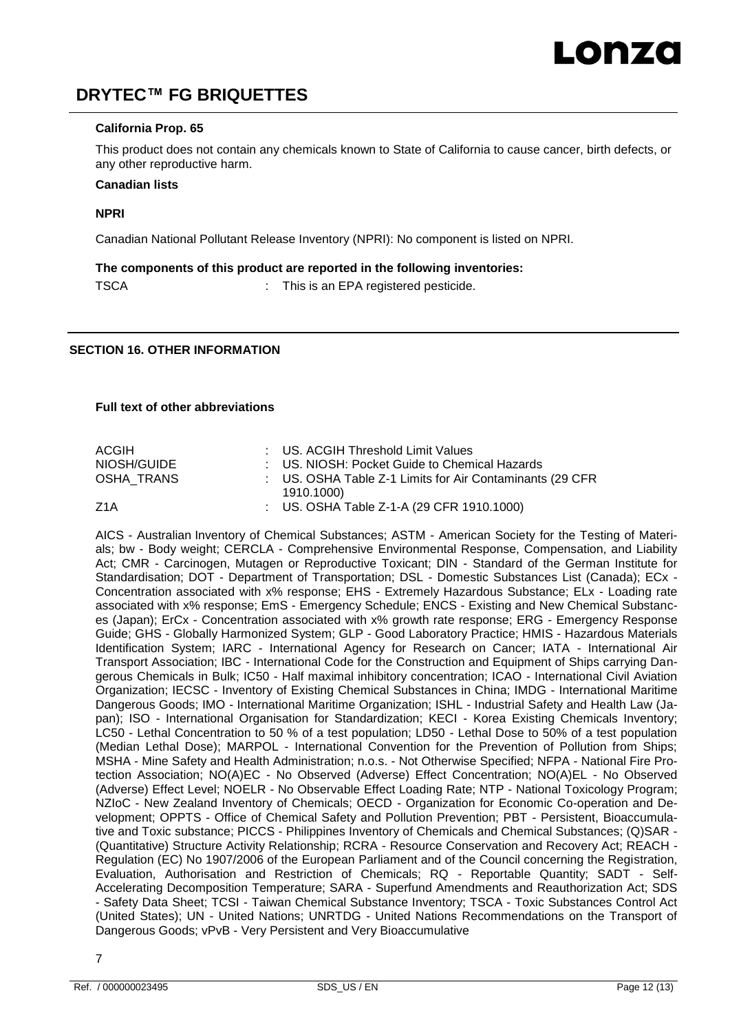#### California Prop. 65

This product does not contain any chemicals known to State of California to cause cancer, birth defects, or any other reproductive harm.

#### Canadian lists

#### NPRI

Canadian National Pollutant Release Inventory (NPRI): No component is listed on NPRI.

#### The components of this product are reported in the following inventories:

| | |
|---|---|
| TSCA | : This is an EPA registered pesticide. |

## SECTION 16. OTHER INFORMATION

#### Full text of other abbreviations

| | |
|---|---|
| ACGIH | : US. ACGIH Threshold Limit Values |
| NIOSH/GUIDE | : US. NIOSH: Pocket Guide to Chemical Hazards |
| OSHA_TRANS | : US. OSHA Table Z-1 Limits for Air Contaminants (29 CFR 1910.1000) |
| Z1A | : US. OSHA Table Z-1-A (29 CFR 1910.1000) |

AICS - Australian Inventory of Chemical Substances; ASTM - American Society for the Testing of Materials; bw - Body weight; CERCLA - Comprehensive Environmental Response, Compensation, and Liability Act; CMR - Carcinogen, Mutagen or Reproductive Toxicant; DIN - Standard of the German Institute for Standardisation; DOT - Department of Transportation; DSL - Domestic Substances List (Canada); ECx - Concentration associated with x% response; EHS - Extremely Hazardous Substance; ELx - Loading rate associated with x% response; EmS - Emergency Schedule; ENCS - Existing and New Chemical Substances (Japan); ErCx - Concentration associated with x% growth rate response; ERG - Emergency Response Guide; GHS - Globally Harmonized System; GLP - Good Laboratory Practice; HMIS - Hazardous Materials Identification System; IARC - International Agency for Research on Cancer; IATA - International Air Transport Association; IBC - International Code for the Construction and Equipment of Ships carrying Dangerous Chemicals in Bulk; IC50 - Half maximal inhibitory concentration; ICAO - International Civil Aviation Organization; IECSC - Inventory of Existing Chemical Substances in China; IMDG - International Maritime Dangerous Goods; IMO - International Maritime Organization; ISHL - Industrial Safety and Health Law (Japan); ISO - International Organisation for Standardization; KECI - Korea Existing Chemicals Inventory; LC50 - Lethal Concentration to 50 % of a test population; LD50 - Lethal Dose to 50% of a test population (Median Lethal Dose); MARPOL - International Convention for the Prevention of Pollution from Ships; MSHA - Mine Safety and Health Administration; n.o.s. - Not Otherwise Specified; NFPA - National Fire Protection Association; NO(A)EC - No Observed (Adverse) Effect Concentration; NO(A)EL - No Observed (Adverse) Effect Level; NOELR - No Observable Effect Loading Rate; NTP - National Toxicology Program; NZIoC - New Zealand Inventory of Chemicals; OECD - Organization for Economic Co-operation and Development; OPPTS - Office of Chemical Safety and Pollution Prevention; PBT - Persistent, Bioaccumulative and Toxic substance; PICCS - Philippines Inventory of Chemicals and Chemical Substances; (Q)SAR - (Quantitative) Structure Activity Relationship; RCRA - Resource Conservation and Recovery Act; REACH - Regulation (EC) No 1907/2006 of the European Parliament and of the Council concerning the Registration, Evaluation, Authorisation and Restriction of Chemicals; RQ - Reportable Quantity; SADT - Self-Accelerating Decomposition Temperature; SARA - Superfund Amendments and Reauthorization Act; SDS - Safety Data Sheet; TCSI - Taiwan Chemical Substance Inventory; TSCA - Toxic Substances Control Act (United States); UN - United Nations; UNRTDG - United Nations Recommendations on the Transport of Dangerous Goods; vPvB - Very Persistent and Very Bioaccumulative

7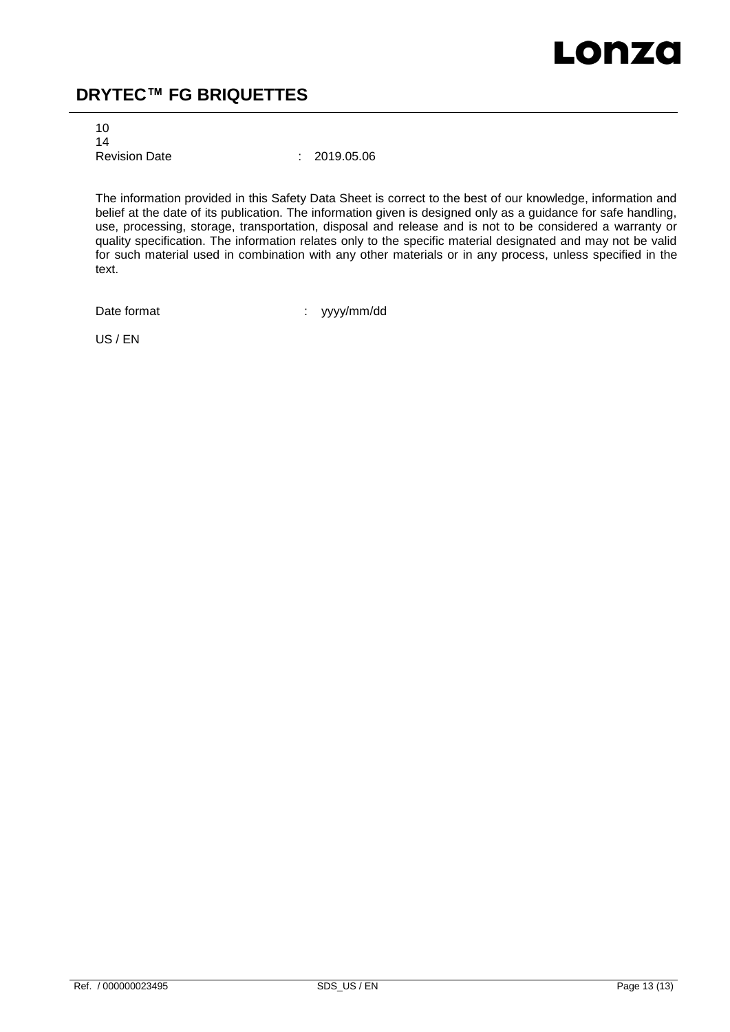10
14

| | | |
|---|---|---|
| Revision Date | : | 2019.05.06 |

The information provided in this Safety Data Sheet is correct to the best of our knowledge, information and belief at the date of its publication. The information given is designed only as a guidance for safe handling, use, processing, storage, transportation, disposal and release and is not to be considered a warranty or quality specification. The information relates only to the specific material designated and may not be valid for such material used in combination with any other materials or in any process, unless specified in the text.

| | | |
|---|---|---|
| Date format | : | yyyy/mm/dd |

US / EN